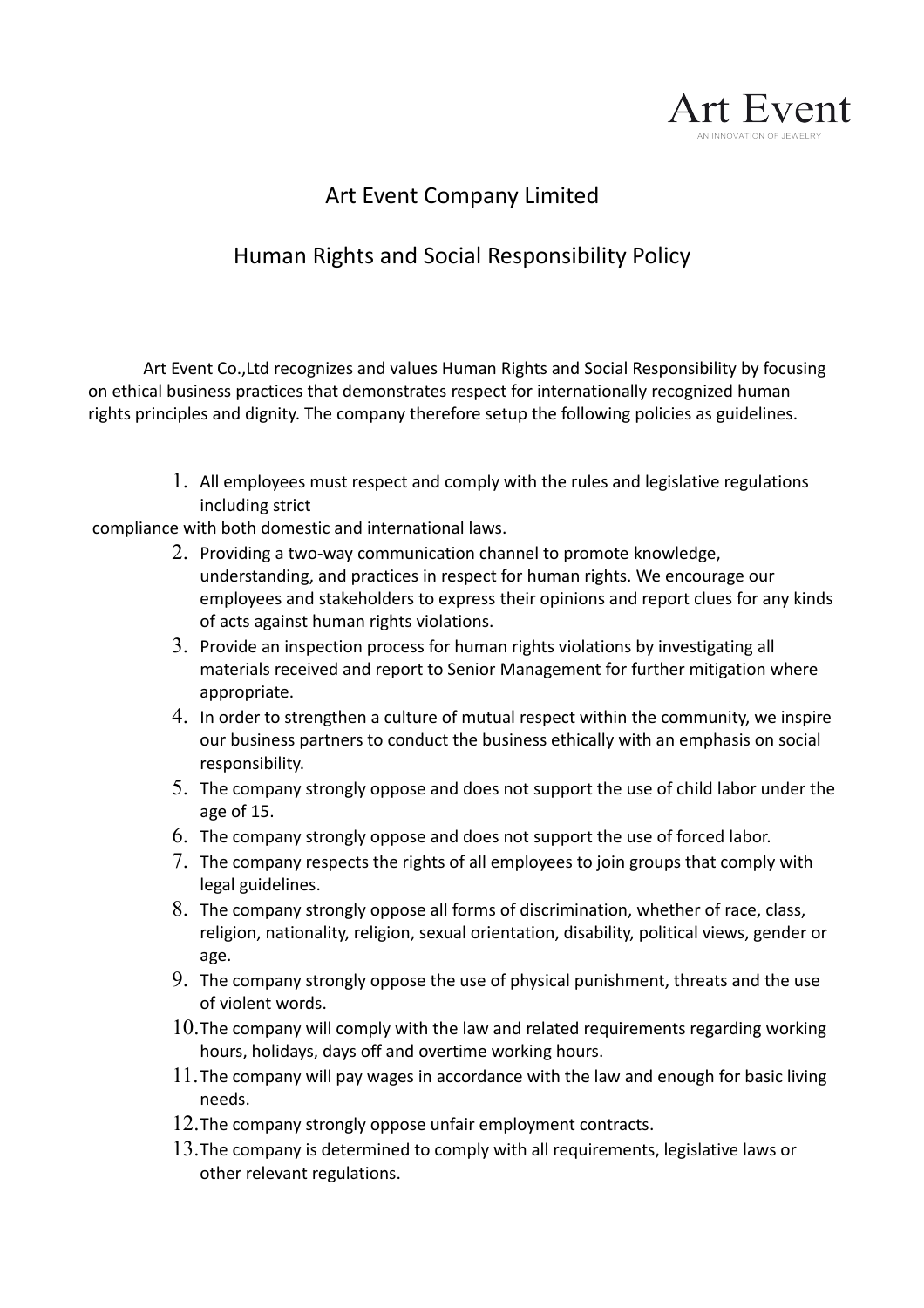Art Event

AN INNOVATION OF JEWELRY

# Art Event Company Limited

## Human Rights and Social Responsibility Policy

Art Event Co.,Ltd recognizes and values Human Rights and Social Responsibility by focusing on ethical business practices that demonstrates respect for internationally recognized human rights principles and dignity. The company therefore setup the following policies as guidelines.

1. All employees must respect and comply with the rules and legislative regulations including strict compliance with both domestic and international laws.
2. Providing a two-way communication channel to promote knowledge, understanding, and practices in respect for human rights. We encourage our employees and stakeholders to express their opinions and report clues for any kinds of acts against human rights violations.
3. Provide an inspection process for human rights violations by investigating all materials received and report to Senior Management for further mitigation where appropriate.
4. In order to strengthen a culture of mutual respect within the community, we inspire our business partners to conduct the business ethically with an emphasis on social responsibility.
5. The company strongly oppose and does not support the use of child labor under the age of 15.
6. The company strongly oppose and does not support the use of forced labor.
7. The company respects the rights of all employees to join groups that comply with legal guidelines.
8. The company strongly oppose all forms of discrimination, whether of race, class, religion, nationality, religion, sexual orientation, disability, political views, gender or age.
9. The company strongly oppose the use of physical punishment, threats and the use of violent words.
10. The company will comply with the law and related requirements regarding working hours, holidays, days off and overtime working hours.
11. The company will pay wages in accordance with the law and enough for basic living needs.
12. The company strongly oppose unfair employment contracts.
13. The company is determined to comply with all requirements, legislative laws or other relevant regulations.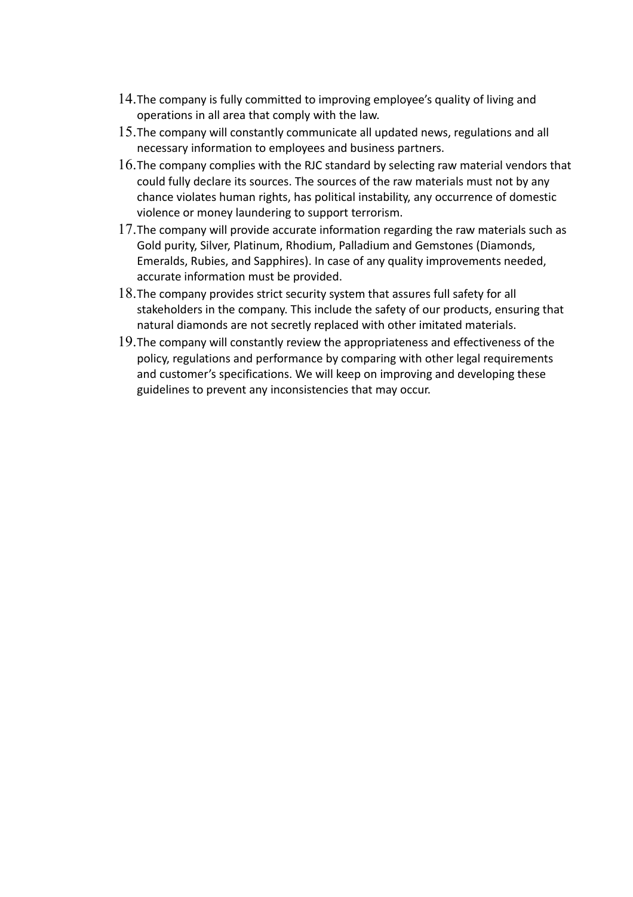14. The company is fully committed to improving employee's quality of living and operations in all area that comply with the law.
15. The company will constantly communicate all updated news, regulations and all necessary information to employees and business partners.
16. The company complies with the RJC standard by selecting raw material vendors that could fully declare its sources. The sources of the raw materials must not by any chance violates human rights, has political instability, any occurrence of domestic violence or money laundering to support terrorism.
17. The company will provide accurate information regarding the raw materials such as Gold purity, Silver, Platinum, Rhodium, Palladium and Gemstones (Diamonds, Emeralds, Rubies, and Sapphires). In case of any quality improvements needed, accurate information must be provided.
18. The company provides strict security system that assures full safety for all stakeholders in the company. This include the safety of our products, ensuring that natural diamonds are not secretly replaced with other imitated materials.
19. The company will constantly review the appropriateness and effectiveness of the policy, regulations and performance by comparing with other legal requirements and customer's specifications. We will keep on improving and developing these guidelines to prevent any inconsistencies that may occur.